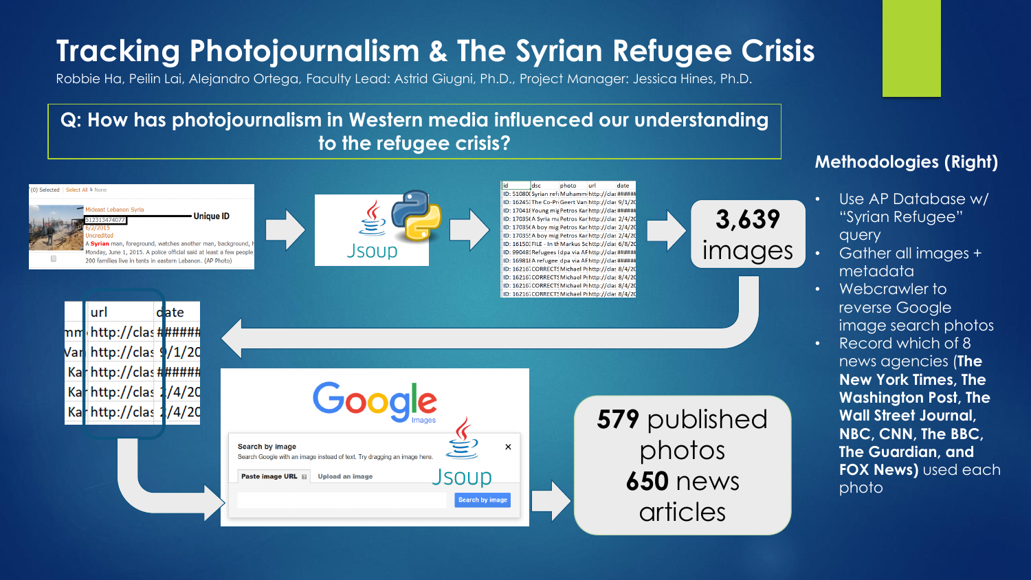# Tracking Photojournalism & The Syrian Refugee Crisis

Robbie Ha, Peilin Lai, Alejandro Ortega, Faculty Lead: Astrid Giugni, Ph.D., Project Manager: Jessica Hines, Ph.D.

**Q: How has photojournalism in Western media influenced our understanding to the refugee crisis?**

Unique ID

Jsoup

3,639 images

579 published photos
650 news articles

## Methodologies (Right)

- Use AP Database w/ “Syrian Refugee” query
- Gather all images + metadata
- Webcrawler to reverse Google image search photos
- Record which of 8 news agencies (**The New York Times, The Washington Post, The Wall Street Journal, NBC, CNN, The BBC, The Guardian, and FOX News)** used each photo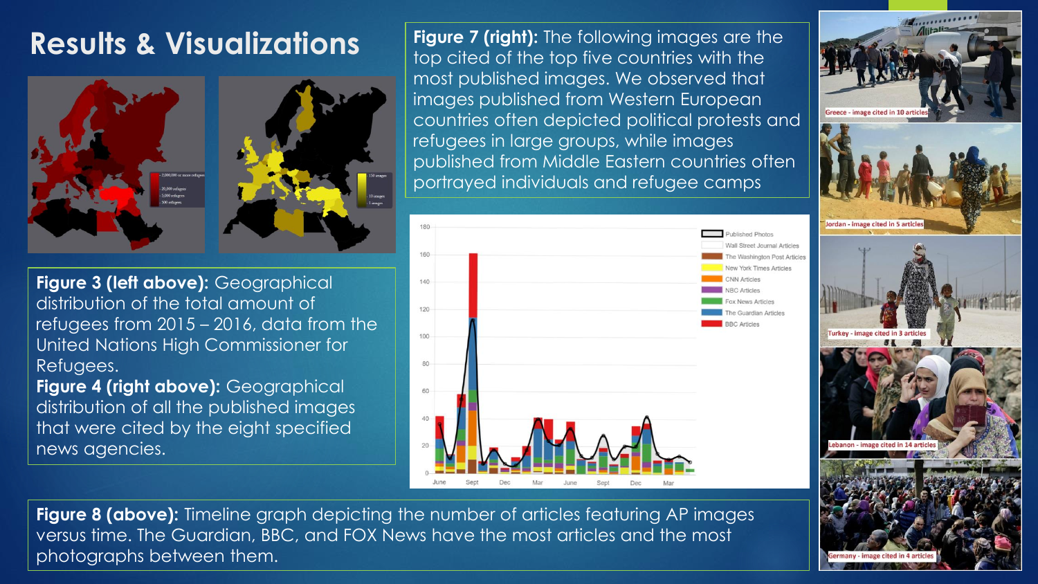# Results & Visualizations

**Figure 3 (left above):** Geographical distribution of the total amount of refugees from 2015 – 2016, data from the United Nations High Commissioner for Refugees.

**Figure 4 (right above):** Geographical distribution of all the published images that were cited by the eight specified news agencies.

**Figure 7 (right):** The following images are the top cited of the top five countries with the most published images. We observed that images published from Western European countries often depicted political protests and refugees in large groups, while images published from Middle Eastern countries often portrayed individuals and refugee camps

**Figure 8 (above):** Timeline graph depicting the number of articles featuring AP images versus time. The Guardian, BBC, and FOX News have the most articles and the most photographs between them.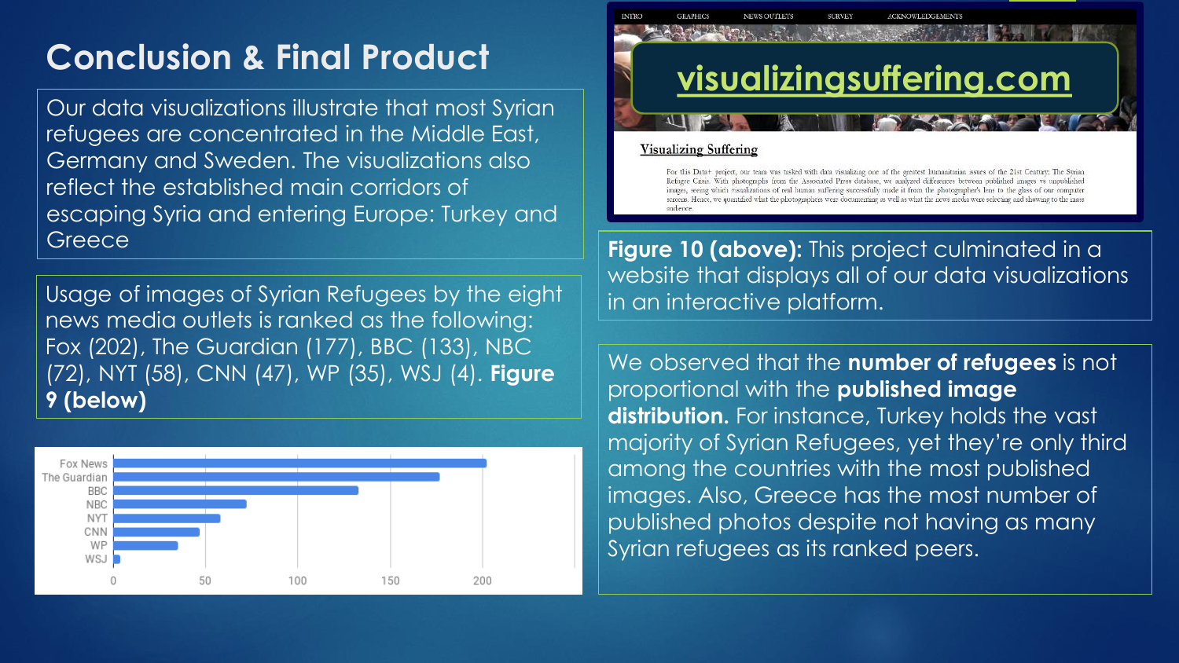# Conclusion & Final Product

Our data visualizations illustrate that most Syrian refugees are concentrated in the Middle East, Germany and Sweden. The visualizations also reflect the established main corridors of escaping Syria and entering Europe: Turkey and Greece

Usage of images of Syrian Refugees by the eight news media outlets is ranked as the following: Fox (202), The Guardian (177), BBC (133), NBC (72), NYT (58), CNN (47), WP (35), WSJ (4). **Figure 9 (below)**

Fox News
The Guardian
BBC
NBC
NYT
CNN
WP
WSJ

0 50 100 150 200

INTRO GRAPHICS NEWS OUTLETS SURVEY ACKNOWLEDGEMENTS

visualizingsuffering.com

Visualizing Suffering

For this Data+ project, our team was tasked with data visualizing one of the greatest humanitarian issues of the 21st Century: The Syrian Refugee Crisis. With photographs from the Associated Press database, we analyzed differences between published images vs unpublished images, seeing which visualizations of real human suffering successfully made it from the photographer's lens to the glass of our computer screens. Hence, we quantified what the photographers were documenting as well as what the news media were selecting and showing to the mass audience.

**Figure 10 (above):** This project culminated in a website that displays all of our data visualizations in an interactive platform.

We observed that the **number of refugees** is not proportional with the **published image distribution.** For instance, Turkey holds the vast majority of Syrian Refugees, yet they're only third among the countries with the most published images. Also, Greece has the most number of published photos despite not having as many Syrian refugees as its ranked peers.